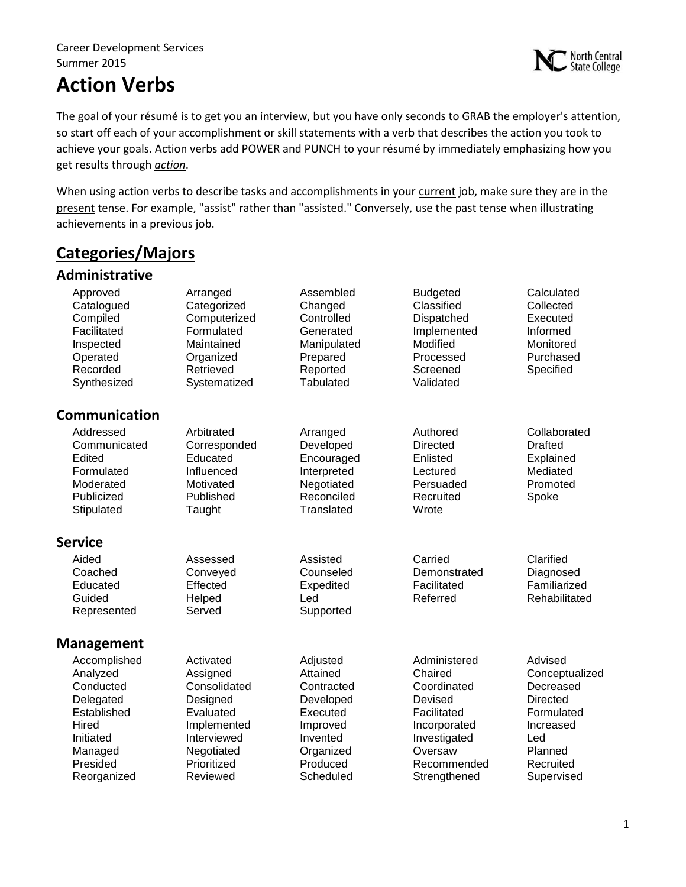Career Development Services
Summer 2015

# Action Verbs

The goal of your résumé is to get you an interview, but you have only seconds to GRAB the employer's attention, so start off each of your accomplishment or skill statements with a verb that describes the action you took to achieve your goals. Action verbs add POWER and PUNCH to your résumé by immediately emphasizing how you get results through ***action***.

When using action verbs to describe tasks and accomplishments in your current job, make sure they are in the present tense. For example, "assist" rather than "assisted." Conversely, use the past tense when illustrating achievements in a previous job.

## Categories/Majors

### Administrative

| | | | | |
|---|---|---|---|---|
| Approved | Arranged | Assembled | Budgeted | Calculated |
| Catalogued | Categorized | Changed | Classified | Collected |
| Compiled | Computerized | Controlled | Dispatched | Executed |
| Facilitated | Formulated | Generated | Implemented | Informed |
| Inspected | Maintained | Manipulated | Modified | Monitored |
| Operated | Organized | Prepared | Processed | Purchased |
| Recorded | Retrieved | Reported | Screened | Specified |
| Synthesized | Systematized | Tabulated | Validated | |

### Communication

| | | | | |
|---|---|---|---|---|
| Addressed | Arbitrated | Arranged | Authored | Collaborated |
| Communicated | Corresponded | Developed | Directed | Drafted |
| Edited | Educated | Encouraged | Enlisted | Explained |
| Formulated | Influenced | Interpreted | Lectured | Mediated |
| Moderated | Motivated | Negotiated | Persuaded | Promoted |
| Publicized | Published | Reconciled | Recruited | Spoke |
| Stipulated | Taught | Translated | Wrote | |

### Service

| | | | | |
|---|---|---|---|---|
| Aided | Assessed | Assisted | Carried | Clarified |
| Coached | Conveyed | Counseled | Demonstrated | Diagnosed |
| Educated | Effected | Expedited | Facilitated | Familiarized |
| Guided | Helped | Led | Referred | Rehabilitated |
| Represented | Served | Supported | | |

### Management

| | | | | |
|---|---|---|---|---|
| Accomplished | Activated | Adjusted | Administered | Advised |
| Analyzed | Assigned | Attained | Chaired | Conceptualized |
| Conducted | Consolidated | Contracted | Coordinated | Decreased |
| Delegated | Designed | Developed | Devised | Directed |
| Established | Evaluated | Executed | Facilitated | Formulated |
| Hired | Implemented | Improved | Incorporated | Increased |
| Initiated | Interviewed | Invented | Investigated | Led |
| Managed | Negotiated | Organized | Oversaw | Planned |
| Presided | Prioritized | Produced | Recommended | Recruited |
| Reorganized | Reviewed | Scheduled | Strengthened | Supervised |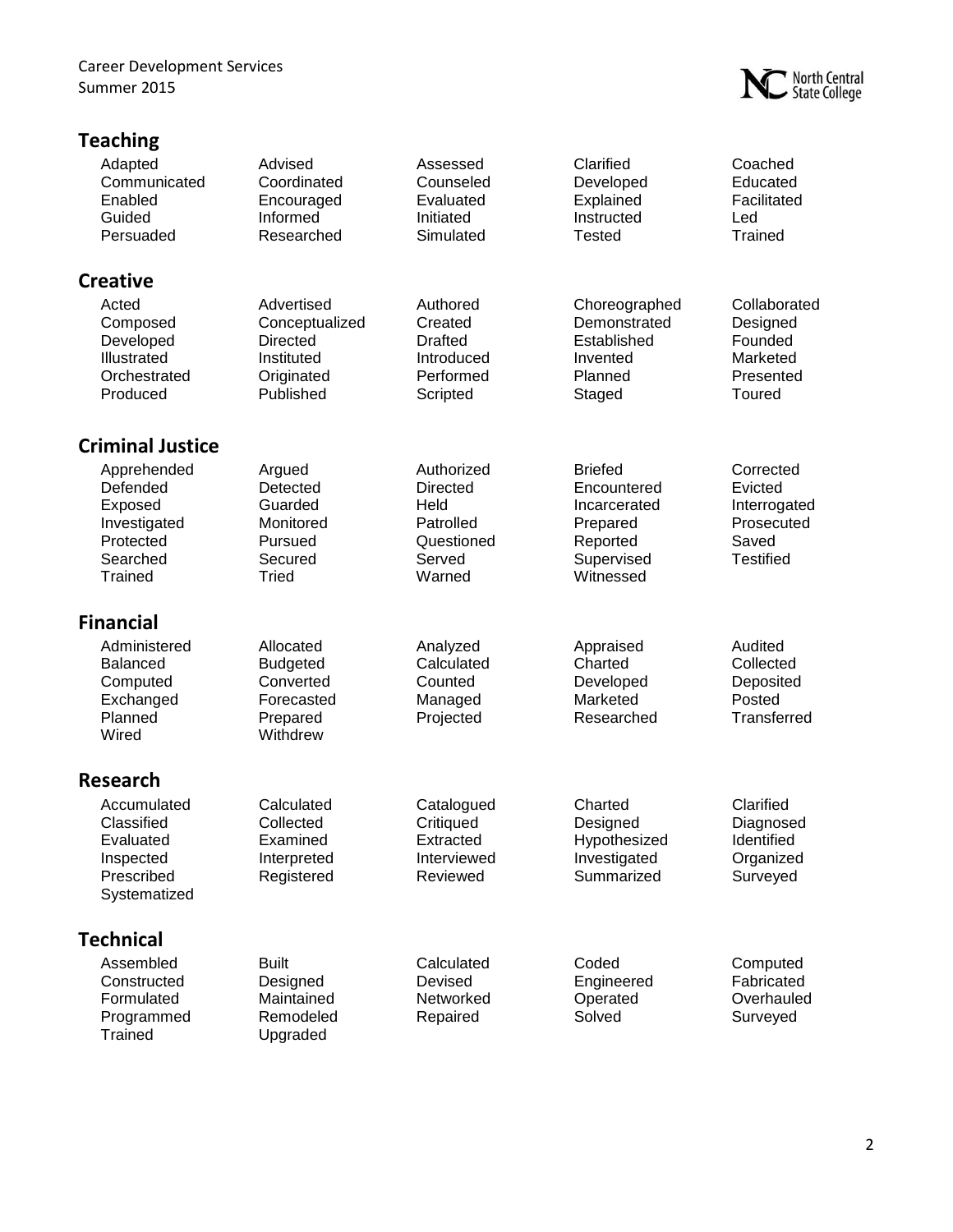## Teaching

| | | | | |
|---|---|---|---|---|
| Adapted | Advised | Assessed | Clarified | Coached |
| Communicated | Coordinated | Counseled | Developed | Educated |
| Enabled | Encouraged | Evaluated | Explained | Facilitated |
| Guided | Informed | Initiated | Instructed | Led |
| Persuaded | Researched | Simulated | Tested | Trained |

## Creative

| | | | | |
|---|---|---|---|---|
| Acted | Advertised | Authored | Choreographed | Collaborated |
| Composed | Conceptualized | Created | Demonstrated | Designed |
| Developed | Directed | Drafted | Established | Founded |
| Illustrated | Instituted | Introduced | Invented | Marketed |
| Orchestrated | Originated | Performed | Planned | Presented |
| Produced | Published | Scripted | Staged | Toured |

## Criminal Justice

| | | | | |
|---|---|---|---|---|
| Apprehended | Argued | Authorized | Briefed | Corrected |
| Defended | Detected | Directed | Encountered | Evicted |
| Exposed | Guarded | Held | Incarcerated | Interrogated |
| Investigated | Monitored | Patrolled | Prepared | Prosecuted |
| Protected | Pursued | Questioned | Reported | Saved |
| Searched | Secured | Served | Supervised | Testified |
| Trained | Tried | Warned | Witnessed | |

## Financial

| | | | | |
|---|---|---|---|---|
| Administered | Allocated | Analyzed | Appraised | Audited |
| Balanced | Budgeted | Calculated | Charted | Collected |
| Computed | Converted | Counted | Developed | Deposited |
| Exchanged | Forecasted | Managed | Marketed | Posted |
| Planned | Prepared | Projected | Researched | Transferred |
| Wired | Withdrew | | | |

## Research

| | | | | |
|---|---|---|---|---|
| Accumulated | Calculated | Catalogued | Charted | Clarified |
| Classified | Collected | Critiqued | Designed | Diagnosed |
| Evaluated | Examined | Extracted | Hypothesized | Identified |
| Inspected | Interpreted | Interviewed | Investigated | Organized |
| Prescribed | Registered | Reviewed | Summarized | Surveyed |
| Systematized | | | | |

## Technical

| | | | | |
|---|---|---|---|---|
| Assembled | Built | Calculated | Coded | Computed |
| Constructed | Designed | Devised | Engineered | Fabricated |
| Formulated | Maintained | Networked | Operated | Overhauled |
| Programmed | Remodeled | Repaired | Solved | Surveyed |
| Trained | Upgraded | | | |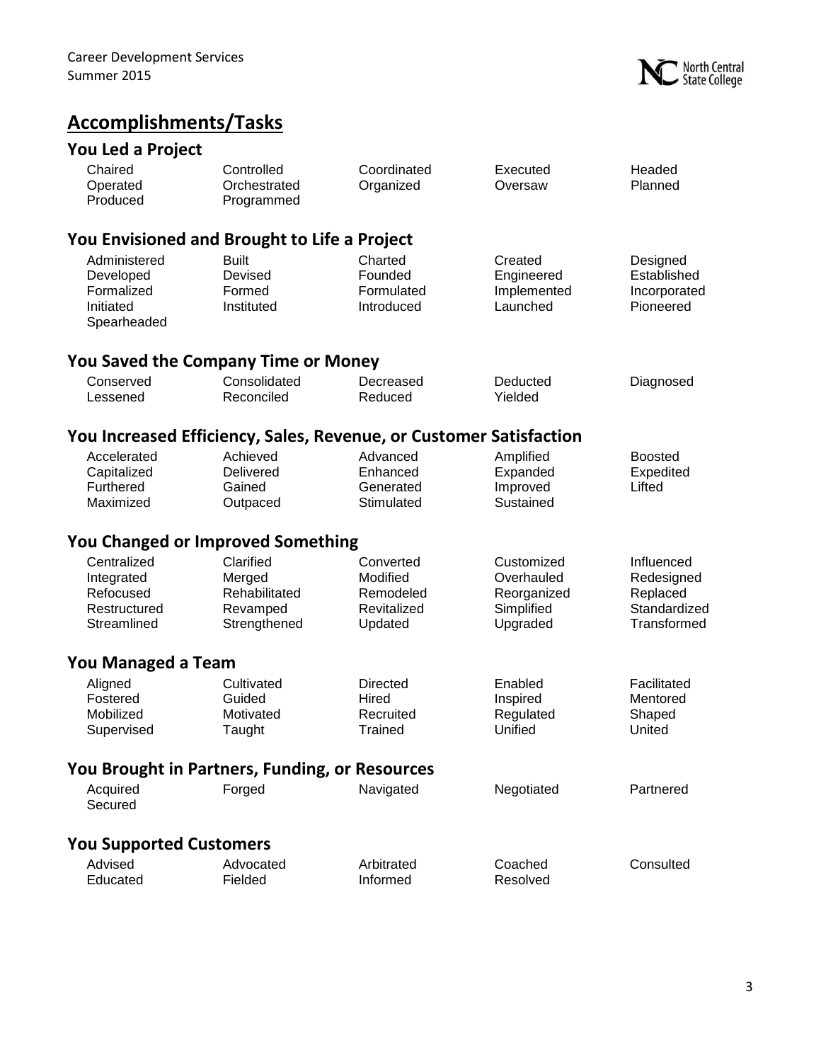# Accomplishments/Tasks

## You Led a Project

| | | | | |
|---|---|---|---|---|
| Chaired | Controlled | Coordinated | Executed | Headed |
| Operated | Orchestrated | Organized | Oversaw | Planned |
| Produced | Programmed | | | |

## You Envisioned and Brought to Life a Project

| | | | | |
|---|---|---|---|---|
| Administered | Built | Charted | Created | Designed |
| Developed | Devised | Founded | Engineered | Established |
| Formalized | Formed | Formulated | Implemented | Incorporated |
| Initiated | Instituted | Introduced | Launched | Pioneered |
| Spearheaded | | | | |

## You Saved the Company Time or Money

| | | | | |
|---|---|---|---|---|
| Conserved | Consolidated | Decreased | Deducted | Diagnosed |
| Lessened | Reconciled | Reduced | Yielded | |

## You Increased Efficiency, Sales, Revenue, or Customer Satisfaction

| | | | | |
|---|---|---|---|---|
| Accelerated | Achieved | Advanced | Amplified | Boosted |
| Capitalized | Delivered | Enhanced | Expanded | Expedited |
| Furthered | Gained | Generated | Improved | Lifted |
| Maximized | Outpaced | Stimulated | Sustained | |

## You Changed or Improved Something

| | | | | |
|---|---|---|---|---|
| Centralized | Clarified | Converted | Customized | Influenced |
| Integrated | Merged | Modified | Overhauled | Redesigned |
| Refocused | Rehabilitated | Remodeled | Reorganized | Replaced |
| Restructured | Revamped | Revitalized | Simplified | Standardized |
| Streamlined | Strengthened | Updated | Upgraded | Transformed |

## You Managed a Team

| | | | | |
|---|---|---|---|---|
| Aligned | Cultivated | Directed | Enabled | Facilitated |
| Fostered | Guided | Hired | Inspired | Mentored |
| Mobilized | Motivated | Recruited | Regulated | Shaped |
| Supervised | Taught | Trained | Unified | United |

## You Brought in Partners, Funding, or Resources

| | | | | |
|---|---|---|---|---|
| Acquired | Forged | Navigated | Negotiated | Partnered |
| Secured | | | | |

## You Supported Customers

| | | | | |
|---|---|---|---|---|
| Advised | Advocated | Arbitrated | Coached | Consulted |
| Educated | Fielded | Informed | Resolved | |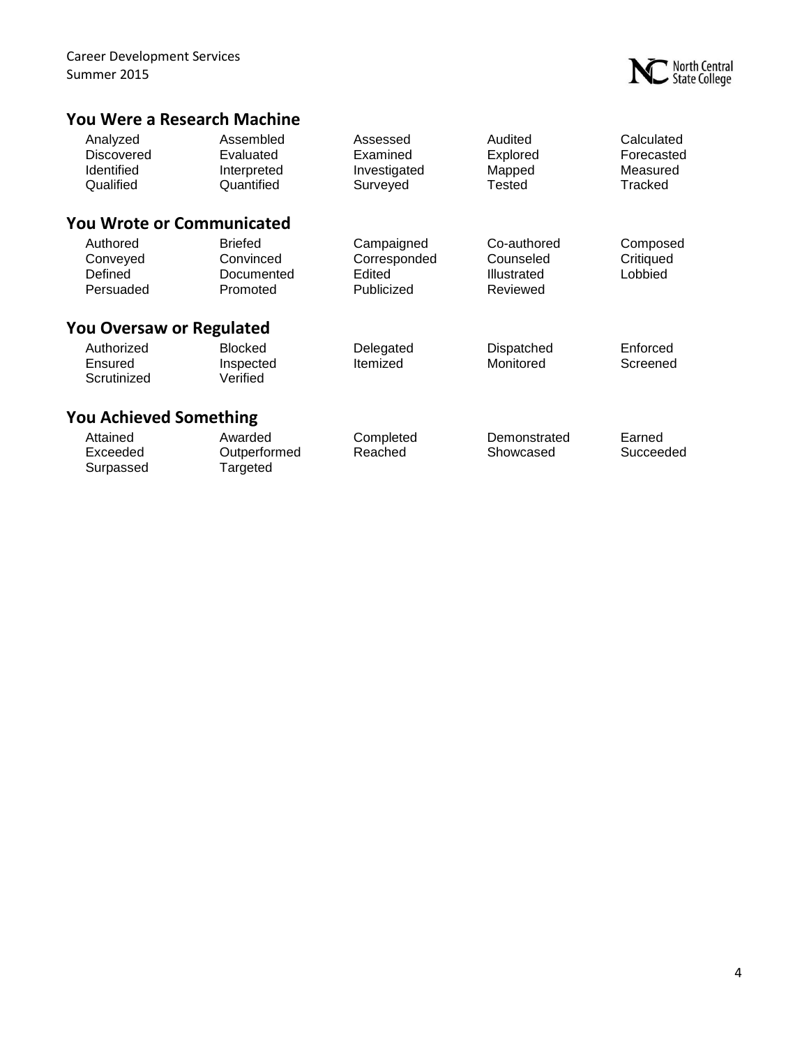## You Were a Research Machine

| | | | | |
|---|---|---|---|---|
| Analyzed | Assembled | Assessed | Audited | Calculated |
| Discovered | Evaluated | Examined | Explored | Forecasted |
| Identified | Interpreted | Investigated | Mapped | Measured |
| Qualified | Quantified | Surveyed | Tested | Tracked |

## You Wrote or Communicated

| | | | | |
|---|---|---|---|---|
| Authored | Briefed | Campaigned | Co-authored | Composed |
| Conveyed | Convinced | Corresponded | Counseled | Critiqued |
| Defined | Documented | Edited | Illustrated | Lobbied |
| Persuaded | Promoted | Publicized | Reviewed | |

## You Oversaw or Regulated

| | | | | |
|---|---|---|---|---|
| Authorized | Blocked | Delegated | Dispatched | Enforced |
| Ensured | Inspected | Itemized | Monitored | Screened |
| Scrutinized | Verified | | | |

## You Achieved Something

| | | | | |
|---|---|---|---|---|
| Attained | Awarded | Completed | Demonstrated | Earned |
| Exceeded | Outperformed | Reached | Showcased | Succeeded |
| Surpassed | Targeted | | | |